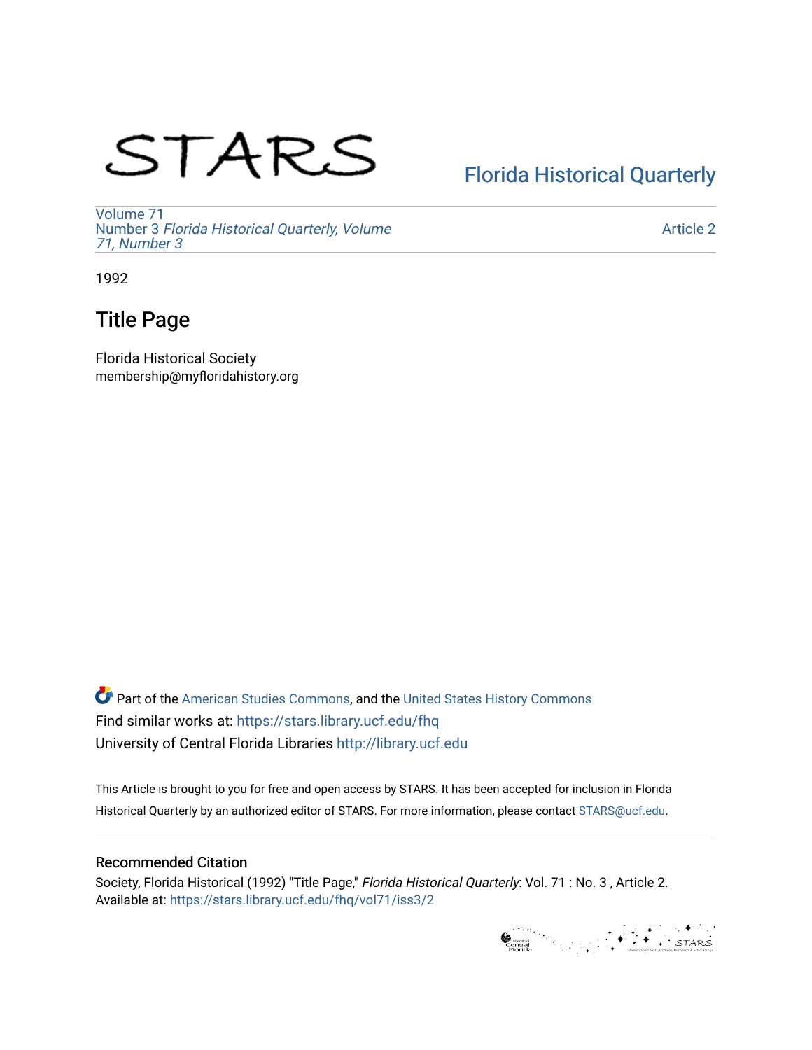STARS

Florida Historical Quarterly

Volume 71
Number 3 *Florida Historical Quarterly, Volume 71, Number 3*

Article 2

1992

# Title Page

Florida Historical Society
membership@myfloridahistory.org

Part of the American Studies Commons, and the United States History Commons
Find similar works at: https://stars.library.ucf.edu/fhq
University of Central Florida Libraries http://library.ucf.edu

This Article is brought to you for free and open access by STARS. It has been accepted for inclusion in Florida Historical Quarterly by an authorized editor of STARS. For more information, please contact STARS@ucf.edu.

## Recommended Citation

Society, Florida Historical (1992) "Title Page," *Florida Historical Quarterly*: Vol. 71 : No. 3 , Article 2.
Available at: https://stars.library.ucf.edu/fhq/vol71/iss3/2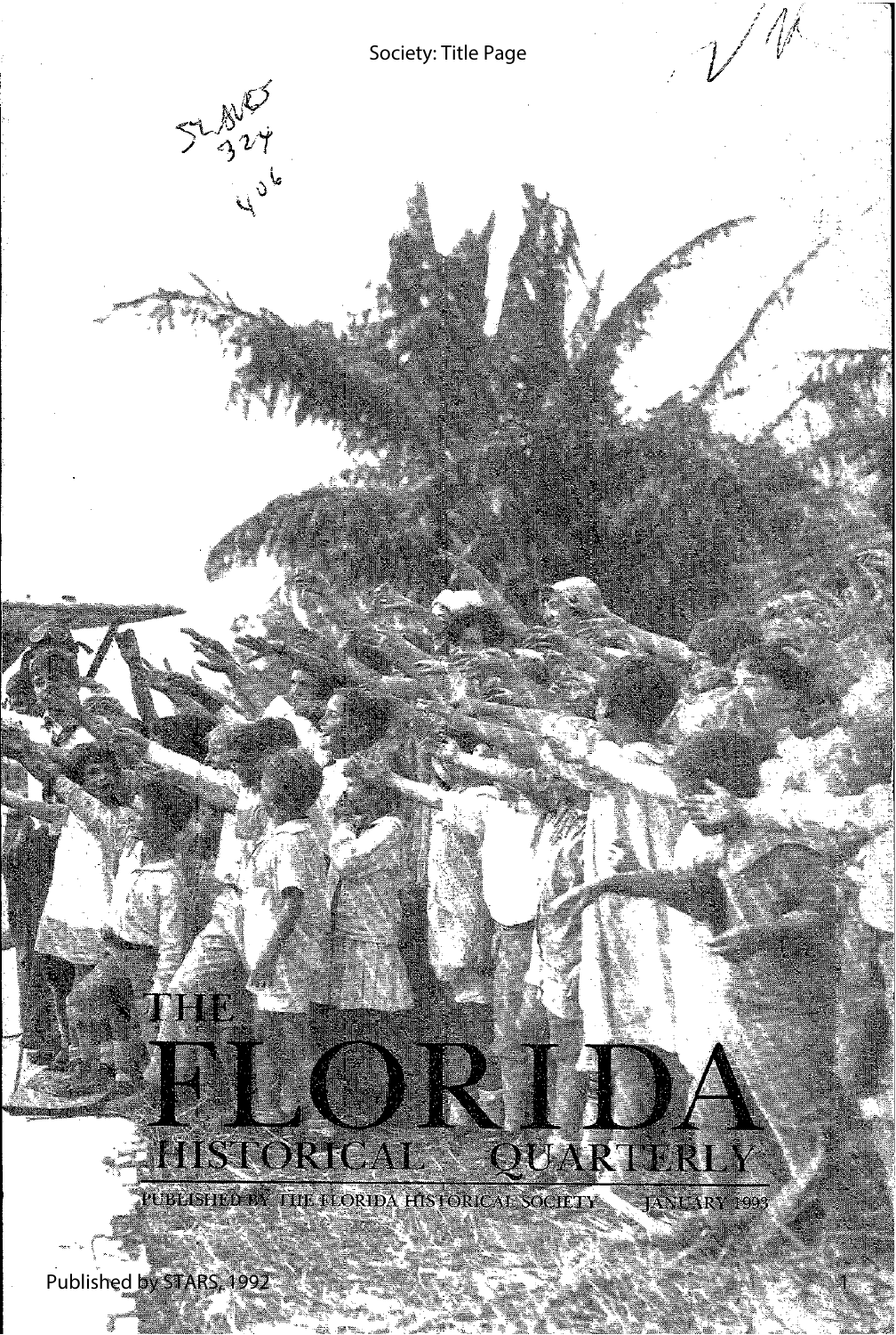# THE FLORIDA HISTORICAL QUARTERLY

PUBLISHED BY THE FLORIDA HISTORICAL SOCIETY JANUARY 1993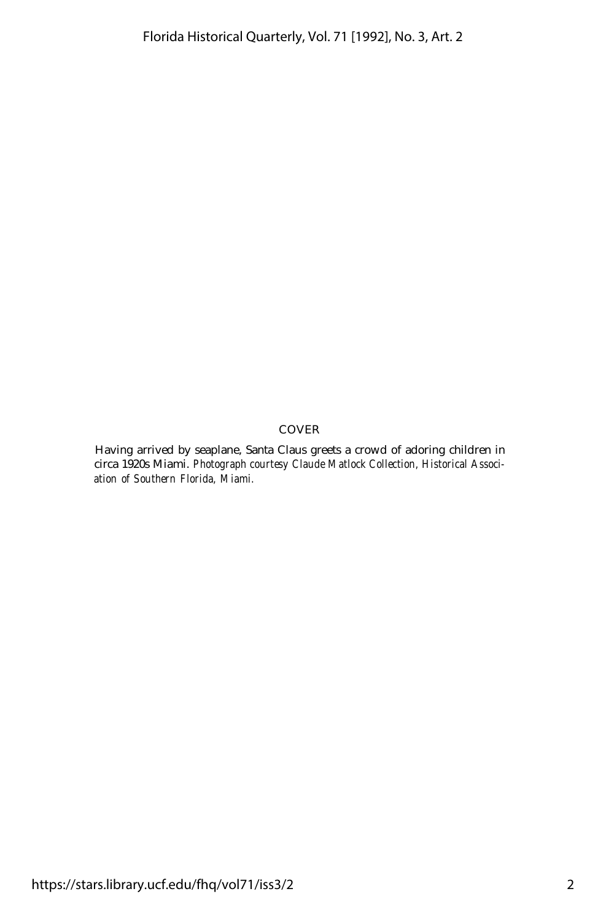COVER

Having arrived by seaplane, Santa Claus greets a crowd of adoring children in circa 1920s Miami. *Photograph courtesy Claude Matlock Collection, Historical Association of Southern Florida, Miami.*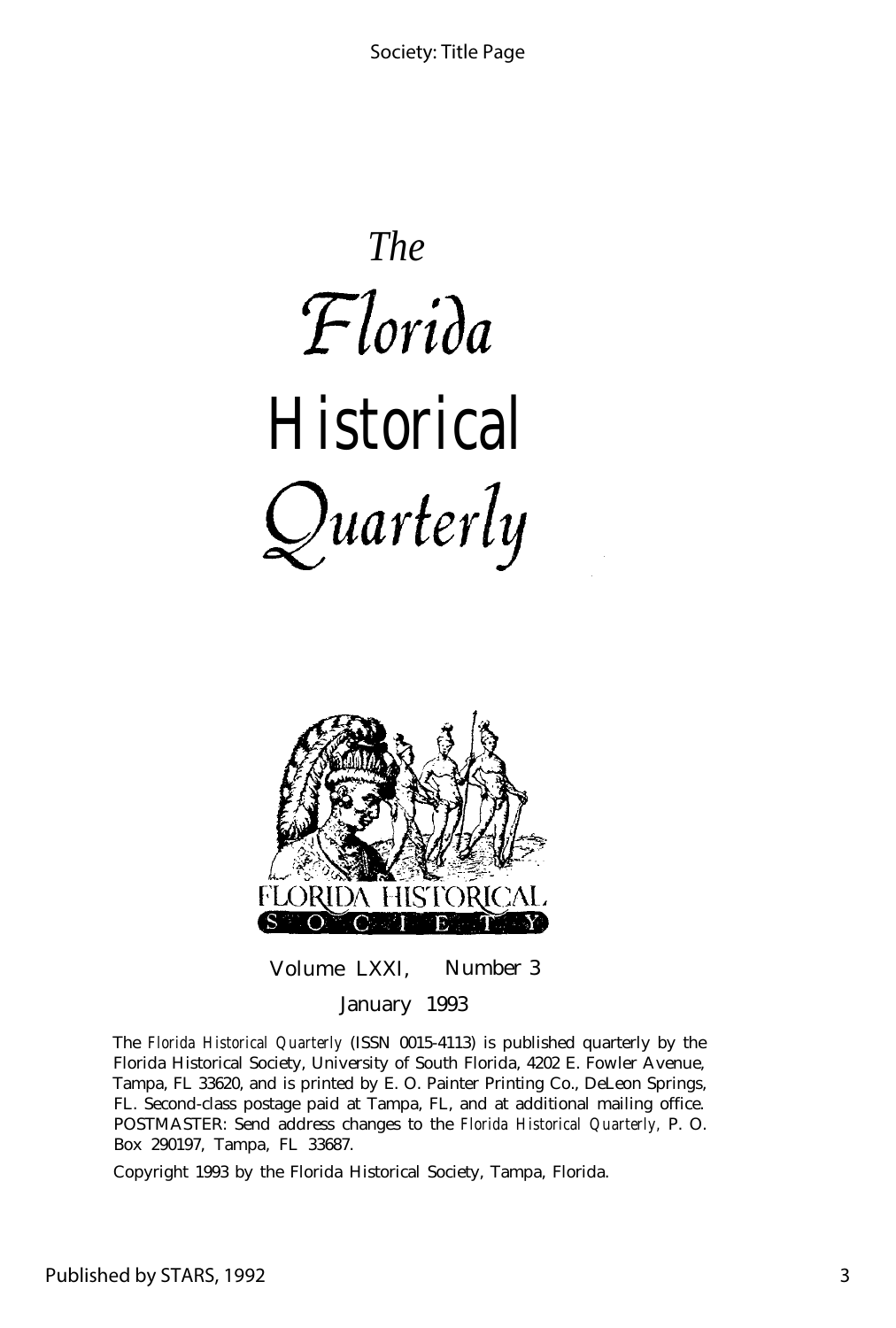# *The Florida Historical Quarterly*

FLORIDA HISTORICAL SOCIETY

Volume LXXI, Number 3

January 1993

The *Florida Historical Quarterly* (ISSN 0015-4113) is published quarterly by the Florida Historical Society, University of South Florida, 4202 E. Fowler Avenue, Tampa, FL 33620, and is printed by E. O. Painter Printing Co., DeLeon Springs, FL. Second-class postage paid at Tampa, FL, and at additional mailing office. POSTMASTER: Send address changes to the *Florida Historical Quarterly,* P. O. Box 290197, Tampa, FL 33687.

Copyright 1993 by the Florida Historical Society, Tampa, Florida.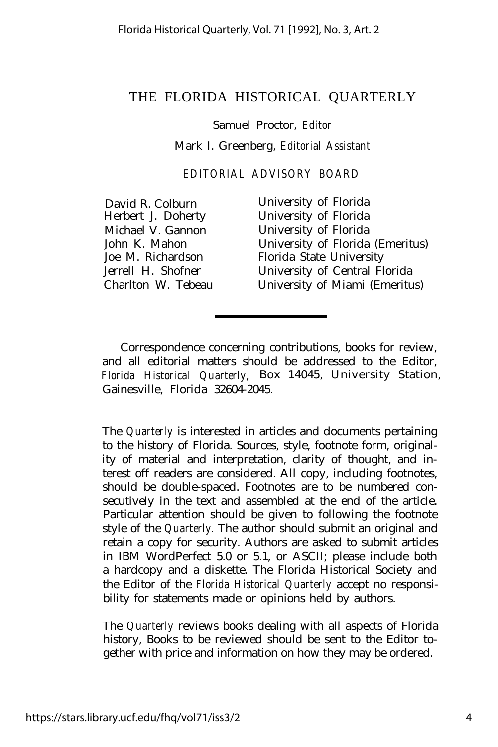# THE FLORIDA HISTORICAL QUARTERLY

Samuel Proctor, *Editor*

Mark I. Greenberg, *Editorial Assistant*

## EDITORIAL ADVISORY BOARD

| | |
|---|---|
| David R. Colburn | University of Florida |
| Herbert J. Doherty | University of Florida |
| Michael V. Gannon | University of Florida |
| John K. Mahon | University of Florida (Emeritus) |
| Joe M. Richardson | Florida State University |
| Jerrell H. Shofner | University of Central Florida |
| Charlton W. Tebeau | University of Miami (Emeritus) |

---

Correspondence concerning contributions, books for review, and all editorial matters should be addressed to the Editor, *Florida Historical Quarterly,* Box 14045, University Station, Gainesville, Florida 32604-2045.

The *Quarterly* is interested in articles and documents pertaining to the history of Florida. Sources, style, footnote form, originality of material and interpretation, clarity of thought, and interest off readers are considered. All copy, including footnotes, should be double-spaced. Footnotes are to be numbered consecutively in the text and assembled at the end of the article. Particular attention should be given to following the footnote style of the *Quarterly.* The author should submit an original and retain a copy for security. Authors are asked to submit articles in IBM WordPerfect 5.0 or 5.1, or ASCII; please include both a hardcopy and a diskette. The Florida Historical Society and the Editor of the *Florida Historical Quarterly* accept no responsibility for statements made or opinions held by authors.

The *Quarterly* reviews books dealing with all aspects of Florida history, Books to be reviewed should be sent to the Editor together with price and information on how they may be ordered.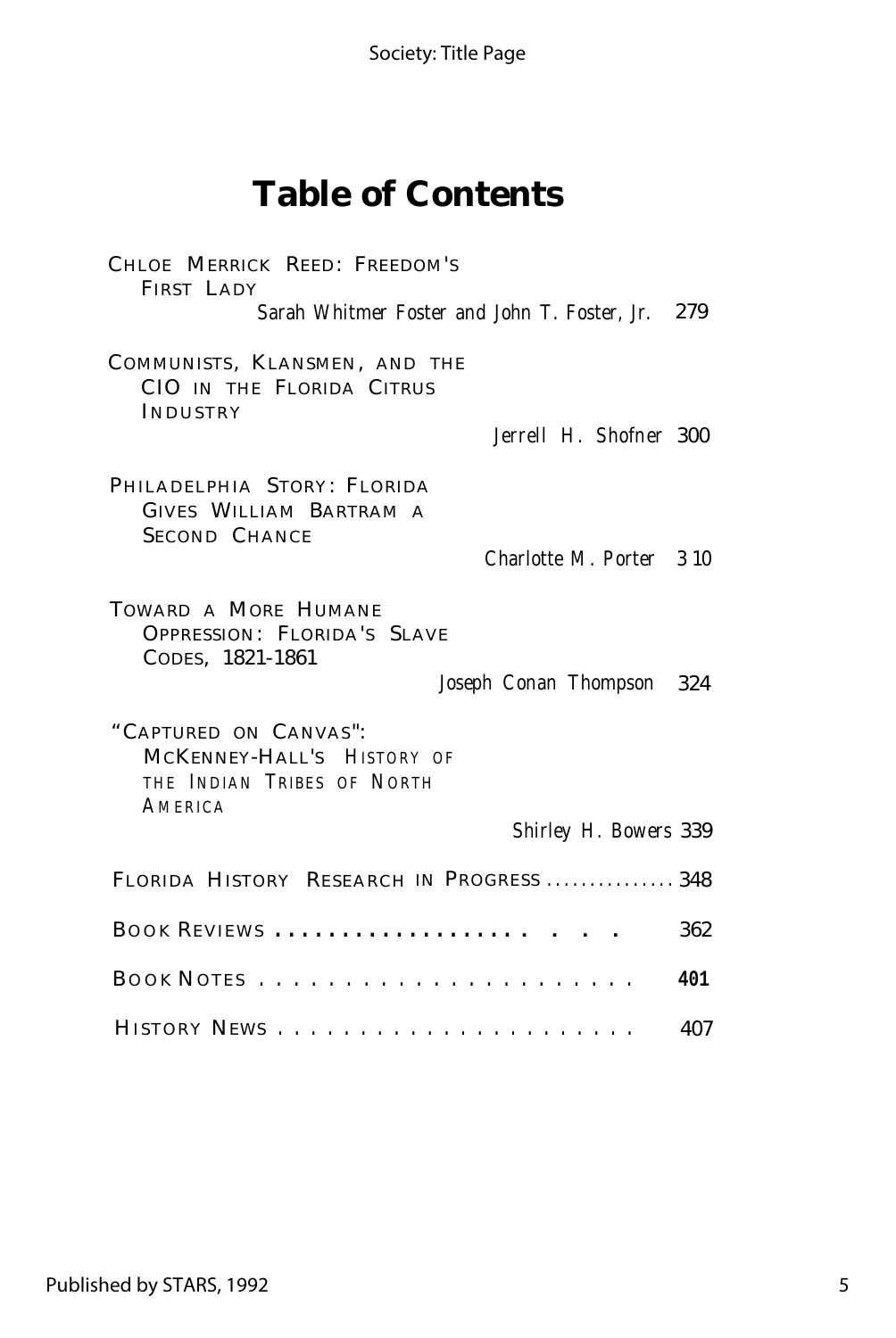# Table of Contents

CHLOE MERRICK REED: FREEDOM'S FIRST LADY
*Sarah Whitmer Foster and John T. Foster, Jr.* 279

COMMUNISTS, KLANSMEN, AND THE CIO IN THE FLORIDA CITRUS INDUSTRY
*Jerrell H. Shofner* 300

PHILADELPHIA STORY: FLORIDA GIVES WILLIAM BARTRAM A SECOND CHANCE
*Charlotte M. Porter* 310

TOWARD A MORE HUMANE OPPRESSION: FLORIDA'S SLAVE CODES, 1821-1861
*Joseph Conan Thompson* 324

"CAPTURED ON CANVAS": MCKENNEY-HALL'S HISTORY OF THE INDIAN TRIBES OF NORTH AMERICA
*Shirley H. Bowers* 339

FLORIDA HISTORY RESEARCH IN PROGRESS ............... 348

BOOK REVIEWS .................... . . . 362

BOOK NOTES ...................... 401

HISTORY NEWS ...................... 407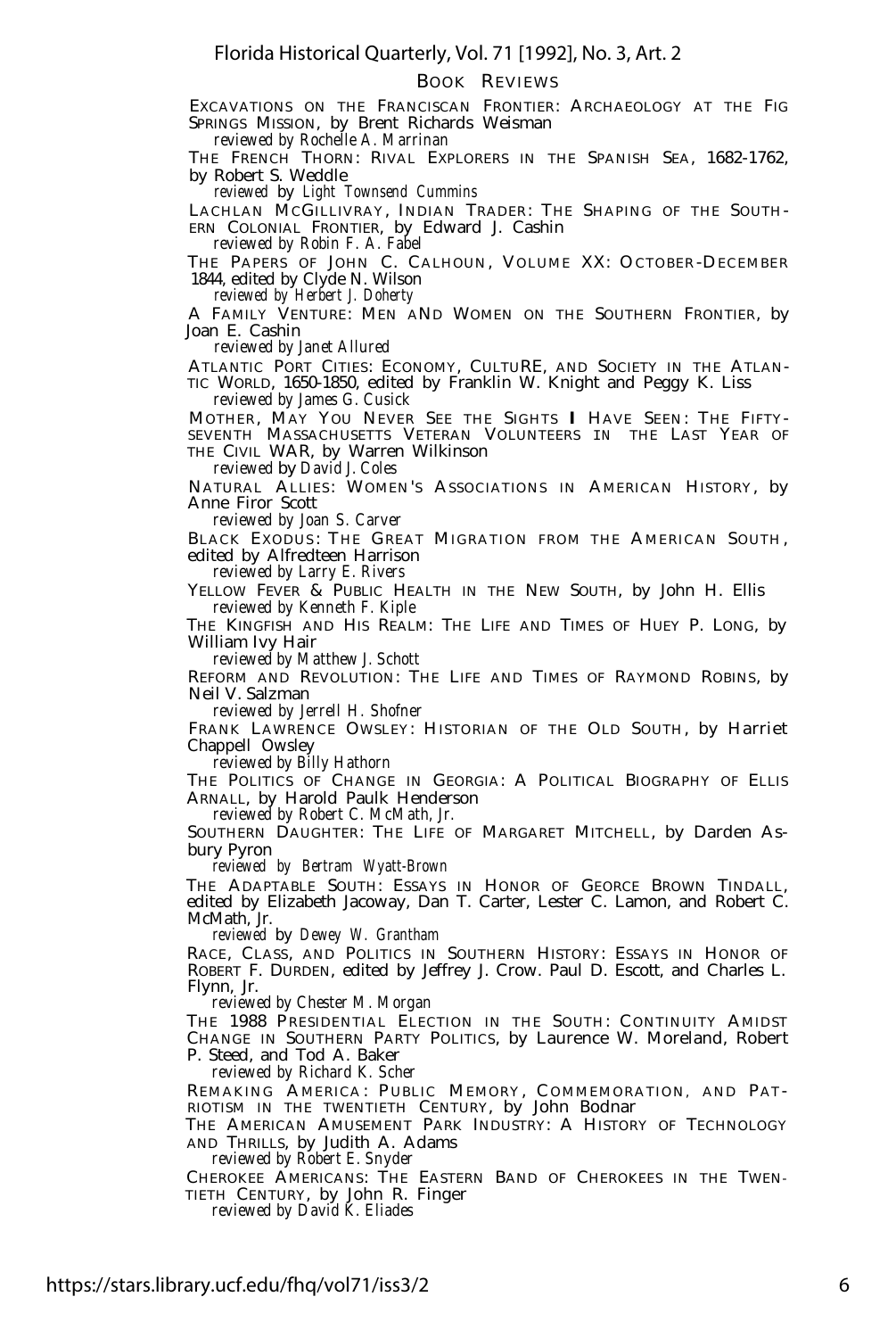## BOOK REVIEWS

EXCAVATIONS ON THE FRANCISCAN FRONTIER: ARCHAEOLOGY AT THE FIG SPRINGS MISSION, by Brent Richards Weisman
*reviewed by Rochelle A. Marrinan*

THE FRENCH THORN: RIVAL EXPLORERS IN THE SPANISH SEA, 1682-1762, by Robert S. Weddle
*reviewed by Light Townsend Cummins*

LACHLAN MCGILLIVRAY, INDIAN TRADER: THE SHAPING OF THE SOUTHERN COLONIAL FRONTIER, by Edward J. Cashin
*reviewed by Robin F. A. Fabel*

THE PAPERS OF JOHN C. CALHOUN, VOLUME XX: OCTOBER-DECEMBER 1844, edited by Clyde N. Wilson
*reviewed by Herbert J. Doherty*

A FAMILY VENTURE: MEN AND WOMEN ON THE SOUTHERN FRONTIER, by Joan E. Cashin
*reviewed by Janet Allured*

ATLANTIC PORT CITIES: ECONOMY, CULTURE, AND SOCIETY IN THE ATLANTIC WORLD, 1650-1850, edited by Franklin W. Knight and Peggy K. Liss
*reviewed by James G. Cusick*

MOTHER, MAY YOU NEVER SEE THE SIGHTS I HAVE SEEN: THE FIFTY-SEVENTH MASSACHUSETTS VETERAN VOLUNTEERS IN THE LAST YEAR OF THE CIVIL WAR, by Warren Wilkinson
*reviewed by David J. Coles*

NATURAL ALLIES: WOMEN'S ASSOCIATIONS IN AMERICAN HISTORY, by Anne Firor Scott
*reviewed by Joan S. Carver*

BLACK EXODUS: THE GREAT MIGRATION FROM THE AMERICAN SOUTH, edited by Alfredteen Harrison
*reviewed by Larry E. Rivers*

YELLOW FEVER & PUBLIC HEALTH IN THE NEW SOUTH, by John H. Ellis
*reviewed by Kenneth F. Kiple*

THE KINGFISH AND HIS REALM: THE LIFE AND TIMES OF HUEY P. LONG, by William Ivy Hair
*reviewed by Matthew J. Schott*

REFORM AND REVOLUTION: THE LIFE AND TIMES OF RAYMOND ROBINS, by Neil V. Salzman
*reviewed by Jerrell H. Shofner*

FRANK LAWRENCE OWSLEY: HISTORIAN OF THE OLD SOUTH, by Harriet Chappell Owsley
*reviewed by Billy Hathorn*

THE POLITICS OF CHANGE IN GEORGIA: A POLITICAL BIOGRAPHY OF ELLIS ARNALL, by Harold Paulk Henderson
*reviewed by Robert C. McMath, Jr.*

SOUTHERN DAUGHTER: THE LIFE OF MARGARET MITCHELL, by Darden Asbury Pyron
*reviewed by Bertram Wyatt-Brown*

THE ADAPTABLE SOUTH: ESSAYS IN HONOR OF GEORCE BROWN TINDALL, edited by Elizabeth Jacoway, Dan T. Carter, Lester C. Lamon, and Robert C. McMath, Jr.
*reviewed by Dewey W. Grantham*

RACE, CLASS, AND POLITICS IN SOUTHERN HISTORY: ESSAYS IN HONOR OF ROBERT F. DURDEN, edited by Jeffrey J. Crow. Paul D. Escott, and Charles L. Flynn, Jr.
*reviewed by Chester M. Morgan*

THE 1988 PRESIDENTIAL ELECTION IN THE SOUTH: CONTINUITY AMIDST CHANGE IN SOUTHERN PARTY POLITICS, by Laurence W. Moreland, Robert P. Steed, and Tod A. Baker
*reviewed by Richard K. Scher*

REMAKING AMERICA: PUBLIC MEMORY, COMMEMORATION, AND PATRIOTISM IN THE TWENTIETH CENTURY, by John Bodnar

THE AMERICAN AMUSEMENT PARK INDUSTRY: A HISTORY OF TECHNOLOGY AND THRILLS, by Judith A. Adams
*reviewed by Robert E. Snyder*

CHEROKEE AMERICANS: THE EASTERN BAND OF CHEROKEES IN THE TWENTIETH CENTURY, by John R. Finger
*reviewed by David K. Eliades*